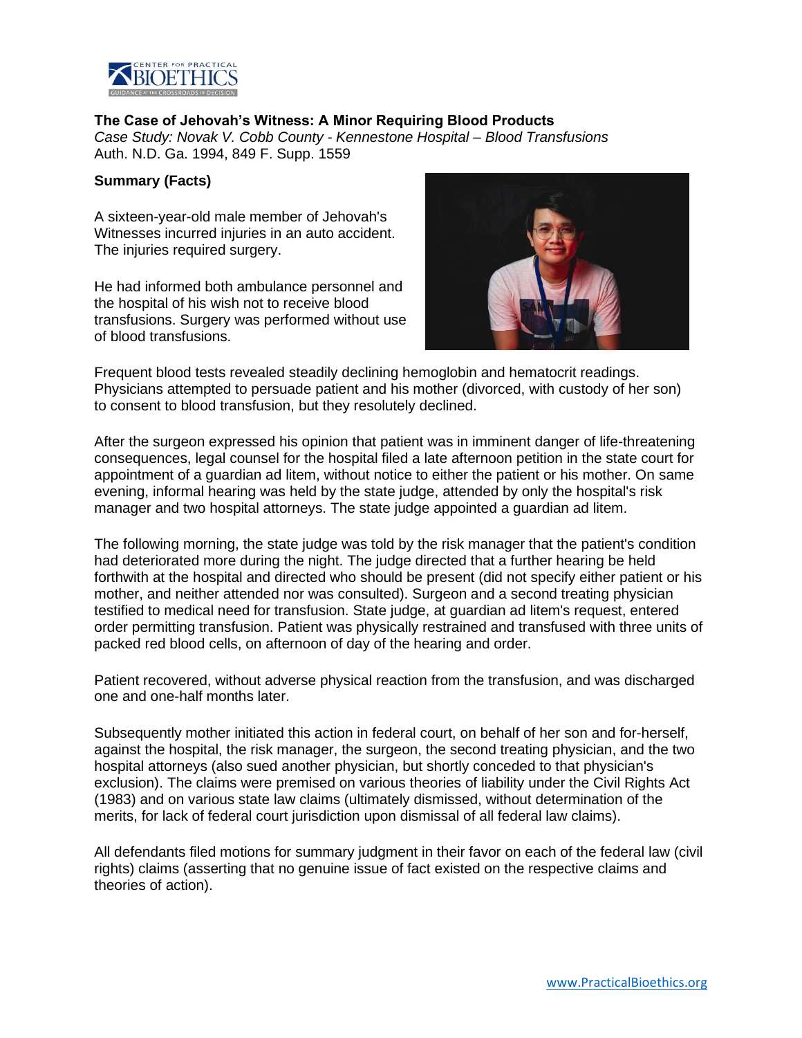**The Case of Jehovah's Witness: A Minor Requiring Blood Products**

*Case Study: Novak V. Cobb County - Kennestone Hospital – Blood Transfusions*
Auth. N.D. Ga. 1994, 849 F. Supp. 1559

**Summary (Facts)**

A sixteen-year-old male member of Jehovah's Witnesses incurred injuries in an auto accident. The injuries required surgery.

He had informed both ambulance personnel and the hospital of his wish not to receive blood transfusions. Surgery was performed without use of blood transfusions.

Frequent blood tests revealed steadily declining hemoglobin and hematocrit readings. Physicians attempted to persuade patient and his mother (divorced, with custody of her son) to consent to blood transfusion, but they resolutely declined.

After the surgeon expressed his opinion that patient was in imminent danger of life-threatening consequences, legal counsel for the hospital filed a late afternoon petition in the state court for appointment of a guardian ad litem, without notice to either the patient or his mother. On same evening, informal hearing was held by the state judge, attended by only the hospital's risk manager and two hospital attorneys. The state judge appointed a guardian ad litem.

The following morning, the state judge was told by the risk manager that the patient's condition had deteriorated more during the night. The judge directed that a further hearing be held forthwith at the hospital and directed who should be present (did not specify either patient or his mother, and neither attended nor was consulted). Surgeon and a second treating physician testified to medical need for transfusion. State judge, at guardian ad litem's request, entered order permitting transfusion. Patient was physically restrained and transfused with three units of packed red blood cells, on afternoon of day of the hearing and order.

Patient recovered, without adverse physical reaction from the transfusion, and was discharged one and one-half months later.

Subsequently mother initiated this action in federal court, on behalf of her son and for-herself, against the hospital, the risk manager, the surgeon, the second treating physician, and the two hospital attorneys (also sued another physician, but shortly conceded to that physician's exclusion). The claims were premised on various theories of liability under the Civil Rights Act (1983) and on various state law claims (ultimately dismissed, without determination of the merits, for lack of federal court jurisdiction upon dismissal of all federal law claims).

All defendants filed motions for summary judgment in their favor on each of the federal law (civil rights) claims (asserting that no genuine issue of fact existed on the respective claims and theories of action).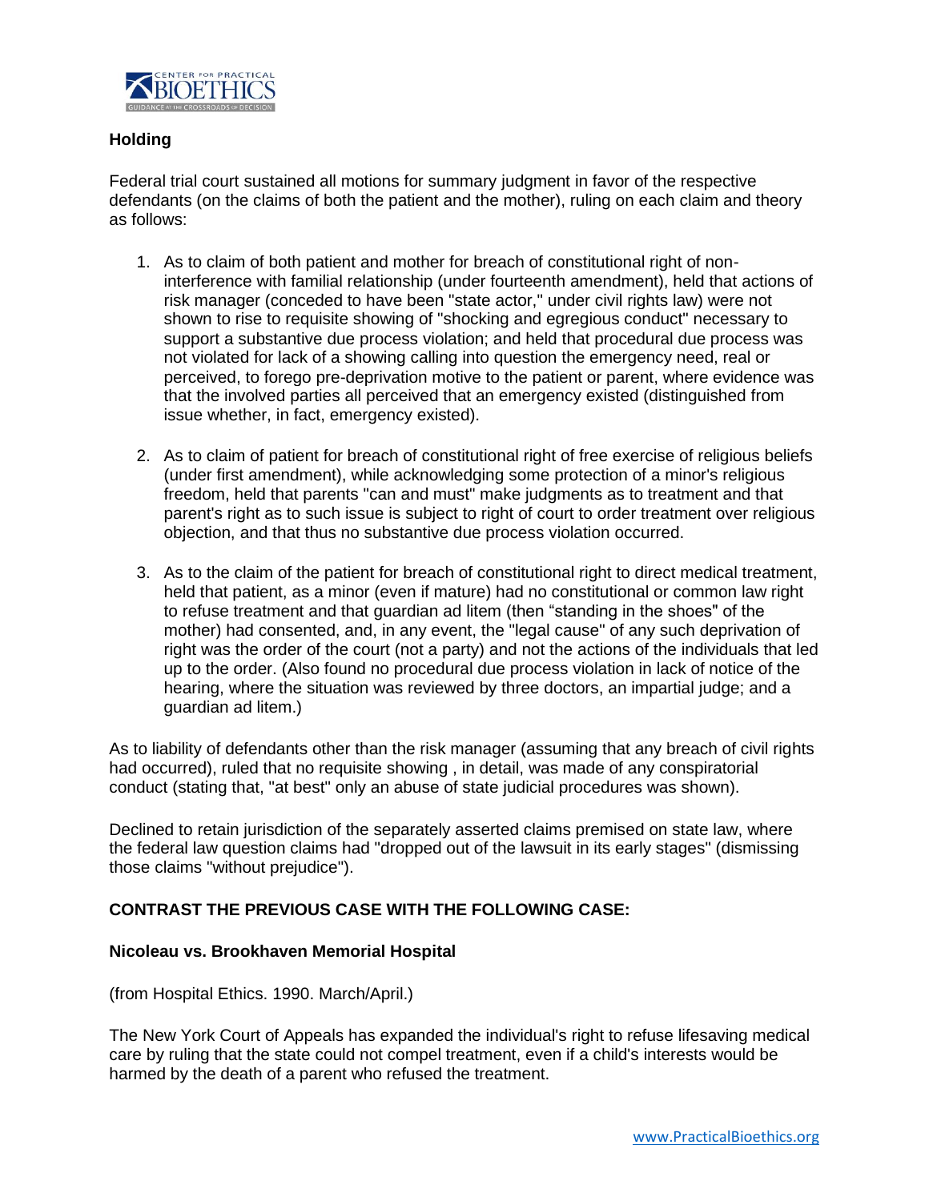**Holding**

Federal trial court sustained all motions for summary judgment in favor of the respective defendants (on the claims of both the patient and the mother), ruling on each claim and theory as follows:

1. As to claim of both patient and mother for breach of constitutional right of non-interference with familial relationship (under fourteenth amendment), held that actions of risk manager (conceded to have been "state actor," under civil rights law) were not shown to rise to requisite showing of "shocking and egregious conduct" necessary to support a substantive due process violation; and held that procedural due process was not violated for lack of a showing calling into question the emergency need, real or perceived, to forego pre-deprivation motive to the patient or parent, where evidence was that the involved parties all perceived that an emergency existed (distinguished from issue whether, in fact, emergency existed).

2. As to claim of patient for breach of constitutional right of free exercise of religious beliefs (under first amendment), while acknowledging some protection of a minor's religious freedom, held that parents "can and must" make judgments as to treatment and that parent's right as to such issue is subject to right of court to order treatment over religious objection, and that thus no substantive due process violation occurred.

3. As to the claim of the patient for breach of constitutional right to direct medical treatment, held that patient, as a minor (even if mature) had no constitutional or common law right to refuse treatment and that guardian ad litem (then "standing in the shoes" of the mother) had consented, and, in any event, the "legal cause" of any such deprivation of right was the order of the court (not a party) and not the actions of the individuals that led up to the order. (Also found no procedural due process violation in lack of notice of the hearing, where the situation was reviewed by three doctors, an impartial judge; and a guardian ad litem.)

As to liability of defendants other than the risk manager (assuming that any breach of civil rights had occurred), ruled that no requisite showing , in detail, was made of any conspiratorial conduct (stating that, "at best" only an abuse of state judicial procedures was shown).

Declined to retain jurisdiction of the separately asserted claims premised on state law, where the federal law question claims had "dropped out of the lawsuit in its early stages" (dismissing those claims "without prejudice").

**CONTRAST THE PREVIOUS CASE WITH THE FOLLOWING CASE:**

**Nicoleau vs. Brookhaven Memorial Hospital**

(from Hospital Ethics. 1990. March/April.)

The New York Court of Appeals has expanded the individual's right to refuse lifesaving medical care by ruling that the state could not compel treatment, even if a child's interests would be harmed by the death of a parent who refused the treatment.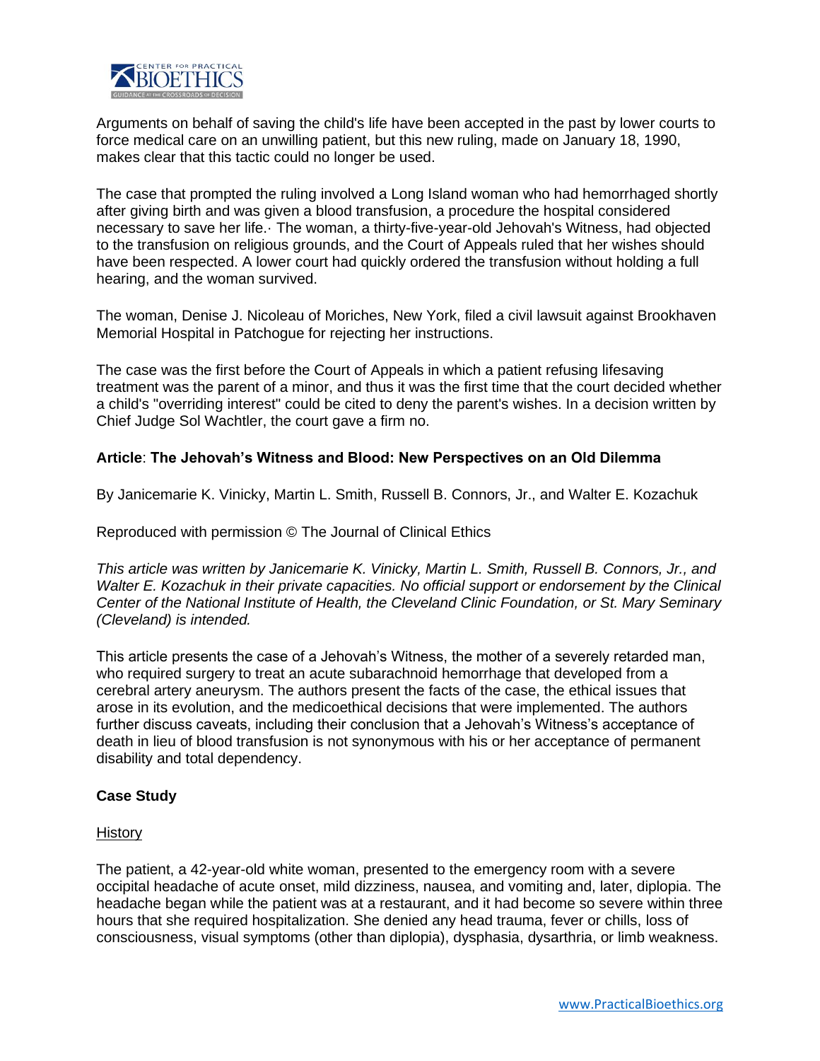Arguments on behalf of saving the child's life have been accepted in the past by lower courts to force medical care on an unwilling patient, but this new ruling, made on January 18, 1990, makes clear that this tactic could no longer be used.

The case that prompted the ruling involved a Long Island woman who had hemorrhaged shortly after giving birth and was given a blood transfusion, a procedure the hospital considered necessary to save her life.· The woman, a thirty-five-year-old Jehovah's Witness, had objected to the transfusion on religious grounds, and the Court of Appeals ruled that her wishes should have been respected. A lower court had quickly ordered the transfusion without holding a full hearing, and the woman survived.

The woman, Denise J. Nicoleau of Moriches, New York, filed a civil lawsuit against Brookhaven Memorial Hospital in Patchogue for rejecting her instructions.

The case was the first before the Court of Appeals in which a patient refusing lifesaving treatment was the parent of a minor, and thus it was the first time that the court decided whether a child's "overriding interest" could be cited to deny the parent's wishes. In a decision written by Chief Judge Sol Wachtler, the court gave a firm no.

**Article**: **The Jehovah's Witness and Blood: New Perspectives on an Old Dilemma**

By Janicemarie K. Vinicky, Martin L. Smith, Russell B. Connors, Jr., and Walter E. Kozachuk

Reproduced with permission © The Journal of Clinical Ethics

*This article was written by Janicemarie K. Vinicky, Martin L. Smith, Russell B. Connors, Jr., and Walter E. Kozachuk in their private capacities. No official support or endorsement by the Clinical Center of the National Institute of Health, the Cleveland Clinic Foundation, or St. Mary Seminary (Cleveland) is intended.*

This article presents the case of a Jehovah's Witness, the mother of a severely retarded man, who required surgery to treat an acute subarachnoid hemorrhage that developed from a cerebral artery aneurysm. The authors present the facts of the case, the ethical issues that arose in its evolution, and the medicoethical decisions that were implemented. The authors further discuss caveats, including their conclusion that a Jehovah's Witness's acceptance of death in lieu of blood transfusion is not synonymous with his or her acceptance of permanent disability and total dependency.

### Case Study

#### History

The patient, a 42-year-old white woman, presented to the emergency room with a severe occipital headache of acute onset, mild dizziness, nausea, and vomiting and, later, diplopia. The headache began while the patient was at a restaurant, and it had become so severe within three hours that she required hospitalization. She denied any head trauma, fever or chills, loss of consciousness, visual symptoms (other than diplopia), dysphasia, dysarthria, or limb weakness.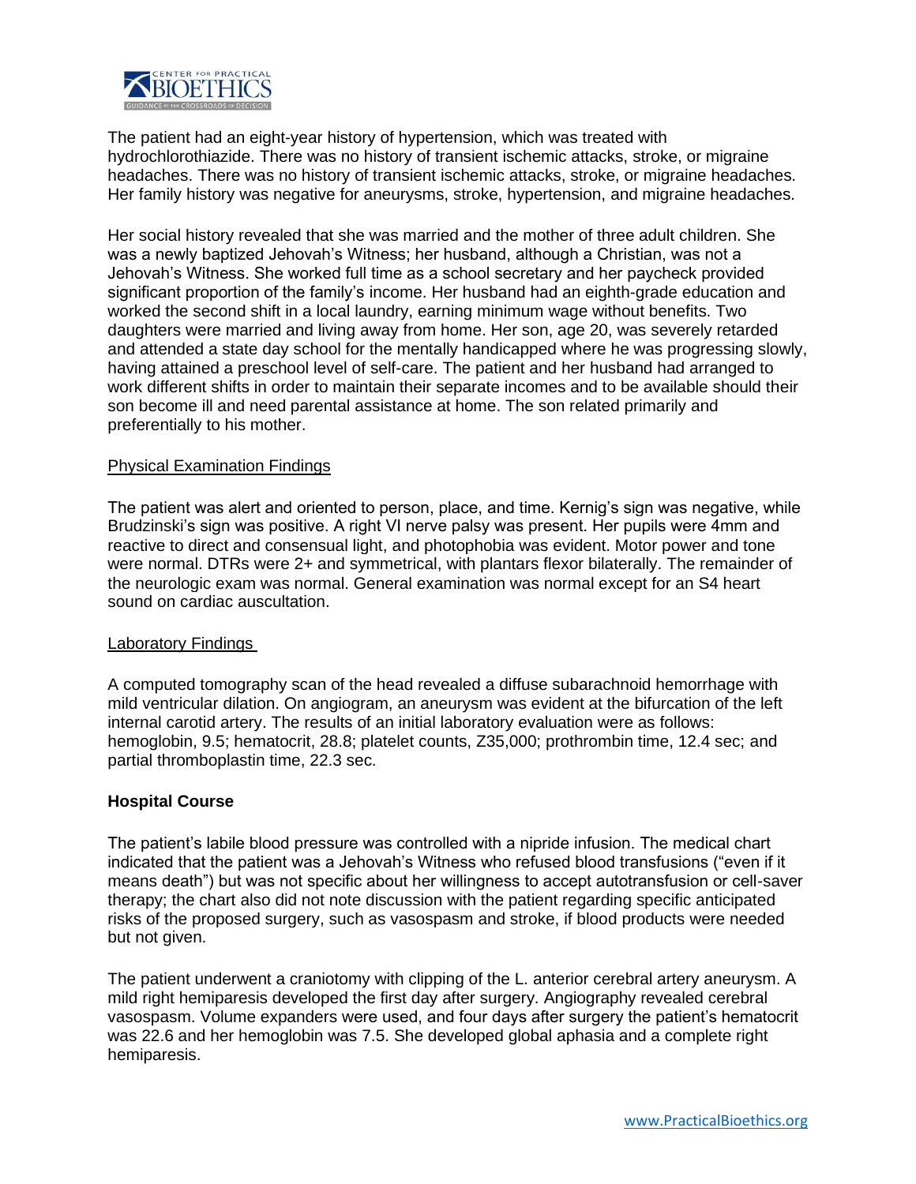The patient had an eight-year history of hypertension, which was treated with hydrochlorothiazide. There was no history of transient ischemic attacks, stroke, or migraine headaches. There was no history of transient ischemic attacks, stroke, or migraine headaches. Her family history was negative for aneurysms, stroke, hypertension, and migraine headaches.

Her social history revealed that she was married and the mother of three adult children. She was a newly baptized Jehovah's Witness; her husband, although a Christian, was not a Jehovah's Witness. She worked full time as a school secretary and her paycheck provided significant proportion of the family's income. Her husband had an eighth-grade education and worked the second shift in a local laundry, earning minimum wage without benefits. Two daughters were married and living away from home. Her son, age 20, was severely retarded and attended a state day school for the mentally handicapped where he was progressing slowly, having attained a preschool level of self-care. The patient and her husband had arranged to work different shifts in order to maintain their separate incomes and to be available should their son become ill and need parental assistance at home. The son related primarily and preferentially to his mother.

Physical Examination Findings

The patient was alert and oriented to person, place, and time. Kernig's sign was negative, while Brudzinski's sign was positive. A right VI nerve palsy was present. Her pupils were 4mm and reactive to direct and consensual light, and photophobia was evident. Motor power and tone were normal. DTRs were 2+ and symmetrical, with plantars flexor bilaterally. The remainder of the neurologic exam was normal. General examination was normal except for an S4 heart sound on cardiac auscultation.

Laboratory Findings

A computed tomography scan of the head revealed a diffuse subarachnoid hemorrhage with mild ventricular dilation. On angiogram, an aneurysm was evident at the bifurcation of the left internal carotid artery. The results of an initial laboratory evaluation were as follows: hemoglobin, 9.5; hematocrit, 28.8; platelet counts, Z35,000; prothrombin time, 12.4 sec; and partial thromboplastin time, 22.3 sec.

**Hospital Course**

The patient's labile blood pressure was controlled with a nipride infusion. The medical chart indicated that the patient was a Jehovah's Witness who refused blood transfusions ("even if it means death") but was not specific about her willingness to accept autotransfusion or cell-saver therapy; the chart also did not note discussion with the patient regarding specific anticipated risks of the proposed surgery, such as vasospasm and stroke, if blood products were needed but not given.

The patient underwent a craniotomy with clipping of the L. anterior cerebral artery aneurysm. A mild right hemiparesis developed the first day after surgery. Angiography revealed cerebral vasospasm. Volume expanders were used, and four days after surgery the patient's hematocrit was 22.6 and her hemoglobin was 7.5. She developed global aphasia and a complete right hemiparesis.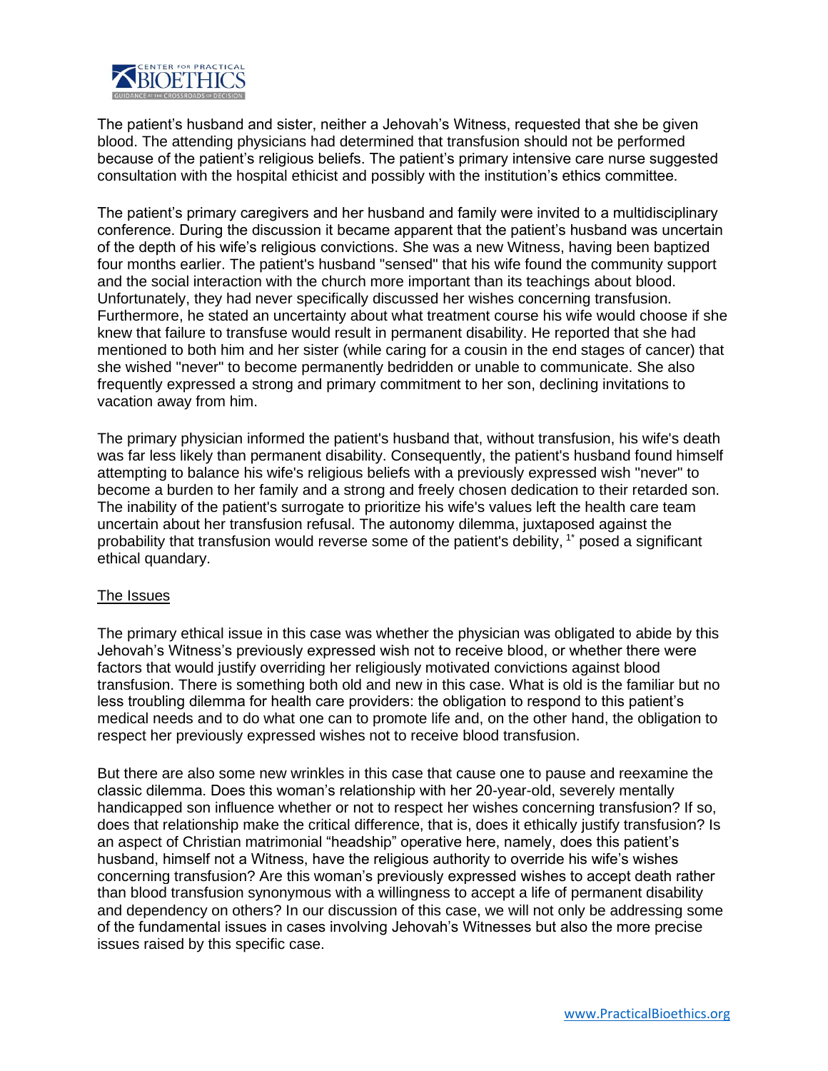The patient's husband and sister, neither a Jehovah's Witness, requested that she be given blood. The attending physicians had determined that transfusion should not be performed because of the patient's religious beliefs. The patient's primary intensive care nurse suggested consultation with the hospital ethicist and possibly with the institution's ethics committee.

The patient's primary caregivers and her husband and family were invited to a multidisciplinary conference. During the discussion it became apparent that the patient's husband was uncertain of the depth of his wife's religious convictions. She was a new Witness, having been baptized four months earlier. The patient's husband "sensed" that his wife found the community support and the social interaction with the church more important than its teachings about blood. Unfortunately, they had never specifically discussed her wishes concerning transfusion. Furthermore, he stated an uncertainty about what treatment course his wife would choose if she knew that failure to transfuse would result in permanent disability. He reported that she had mentioned to both him and her sister (while caring for a cousin in the end stages of cancer) that she wished "never" to become permanently bedridden or unable to communicate. She also frequently expressed a strong and primary commitment to her son, declining invitations to vacation away from him.

The primary physician informed the patient's husband that, without transfusion, his wife's death was far less likely than permanent disability. Consequently, the patient's husband found himself attempting to balance his wife's religious beliefs with a previously expressed wish "never" to become a burden to her family and a strong and freely chosen dedication to their retarded son. The inability of the patient's surrogate to prioritize his wife's values left the health care team uncertain about her transfusion refusal. The autonomy dilemma, juxtaposed against the probability that transfusion would reverse some of the patient's debility, [1*] posed a significant ethical quandary.

## The Issues

The primary ethical issue in this case was whether the physician was obligated to abide by this Jehovah's Witness's previously expressed wish not to receive blood, or whether there were factors that would justify overriding her religiously motivated convictions against blood transfusion. There is something both old and new in this case. What is old is the familiar but no less troubling dilemma for health care providers: the obligation to respond to this patient's medical needs and to do what one can to promote life and, on the other hand, the obligation to respect her previously expressed wishes not to receive blood transfusion.

But there are also some new wrinkles in this case that cause one to pause and reexamine the classic dilemma. Does this woman's relationship with her 20-year-old, severely mentally handicapped son influence whether or not to respect her wishes concerning transfusion? If so, does that relationship make the critical difference, that is, does it ethically justify transfusion? Is an aspect of Christian matrimonial "headship" operative here, namely, does this patient's husband, himself not a Witness, have the religious authority to override his wife's wishes concerning transfusion? Are this woman's previously expressed wishes to accept death rather than blood transfusion synonymous with a willingness to accept a life of permanent disability and dependency on others? In our discussion of this case, we will not only be addressing some of the fundamental issues in cases involving Jehovah's Witnesses but also the more precise issues raised by this specific case.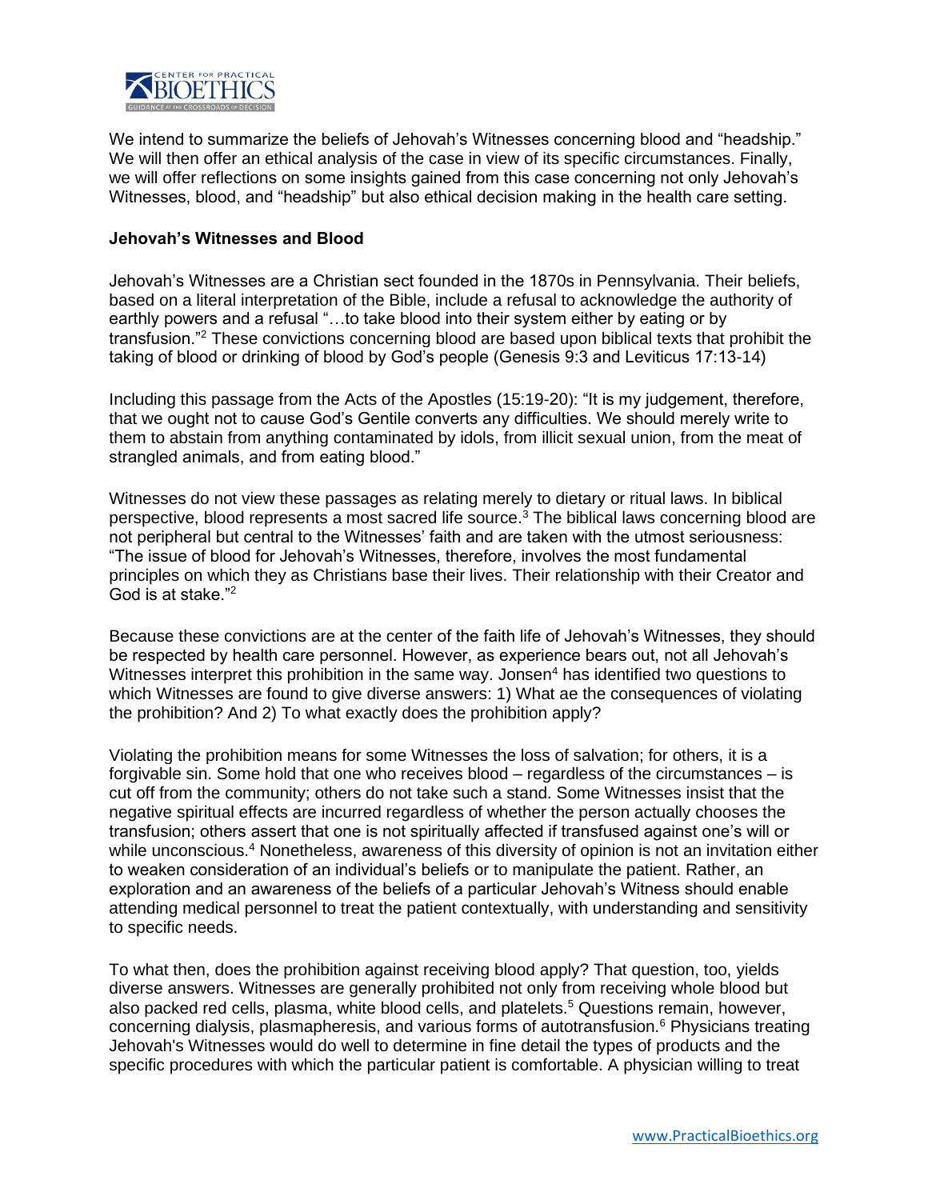We intend to summarize the beliefs of Jehovah's Witnesses concerning blood and "headship." We will then offer an ethical analysis of the case in view of its specific circumstances. Finally, we will offer reflections on some insights gained from this case concerning not only Jehovah's Witnesses, blood, and "headship" but also ethical decision making in the health care setting.

**Jehovah's Witnesses and Blood**

Jehovah's Witnesses are a Christian sect founded in the 1870s in Pennsylvania. Their beliefs, based on a literal interpretation of the Bible, include a refusal to acknowledge the authority of earthly powers and a refusal "…to take blood into their system either by eating or by transfusion."[2] These convictions concerning blood are based upon biblical texts that prohibit the taking of blood or drinking of blood by God's people (Genesis 9:3 and Leviticus 17:13-14)

Including this passage from the Acts of the Apostles (15:19-20): "It is my judgement, therefore, that we ought not to cause God's Gentile converts any difficulties. We should merely write to them to abstain from anything contaminated by idols, from illicit sexual union, from the meat of strangled animals, and from eating blood."

Witnesses do not view these passages as relating merely to dietary or ritual laws. In biblical perspective, blood represents a most sacred life source.[3] The biblical laws concerning blood are not peripheral but central to the Witnesses' faith and are taken with the utmost seriousness: "The issue of blood for Jehovah's Witnesses, therefore, involves the most fundamental principles on which they as Christians base their lives. Their relationship with their Creator and God is at stake."[2]

Because these convictions are at the center of the faith life of Jehovah's Witnesses, they should be respected by health care personnel. However, as experience bears out, not all Jehovah's Witnesses interpret this prohibition in the same way. Jonsen[4] has identified two questions to which Witnesses are found to give diverse answers: 1) What ae the consequences of violating the prohibition? And 2) To what exactly does the prohibition apply?

Violating the prohibition means for some Witnesses the loss of salvation; for others, it is a forgivable sin. Some hold that one who receives blood – regardless of the circumstances – is cut off from the community; others do not take such a stand. Some Witnesses insist that the negative spiritual effects are incurred regardless of whether the person actually chooses the transfusion; others assert that one is not spiritually affected if transfused against one's will or while unconscious.[4] Nonetheless, awareness of this diversity of opinion is not an invitation either to weaken consideration of an individual's beliefs or to manipulate the patient. Rather, an exploration and an awareness of the beliefs of a particular Jehovah's Witness should enable attending medical personnel to treat the patient contextually, with understanding and sensitivity to specific needs.

To what then, does the prohibition against receiving blood apply? That question, too, yields diverse answers. Witnesses are generally prohibited not only from receiving whole blood but also packed red cells, plasma, white blood cells, and platelets.[5] Questions remain, however, concerning dialysis, plasmapheresis, and various forms of autotransfusion.[6] Physicians treating Jehovah's Witnesses would do well to determine in fine detail the types of products and the specific procedures with which the particular patient is comfortable. A physician willing to treat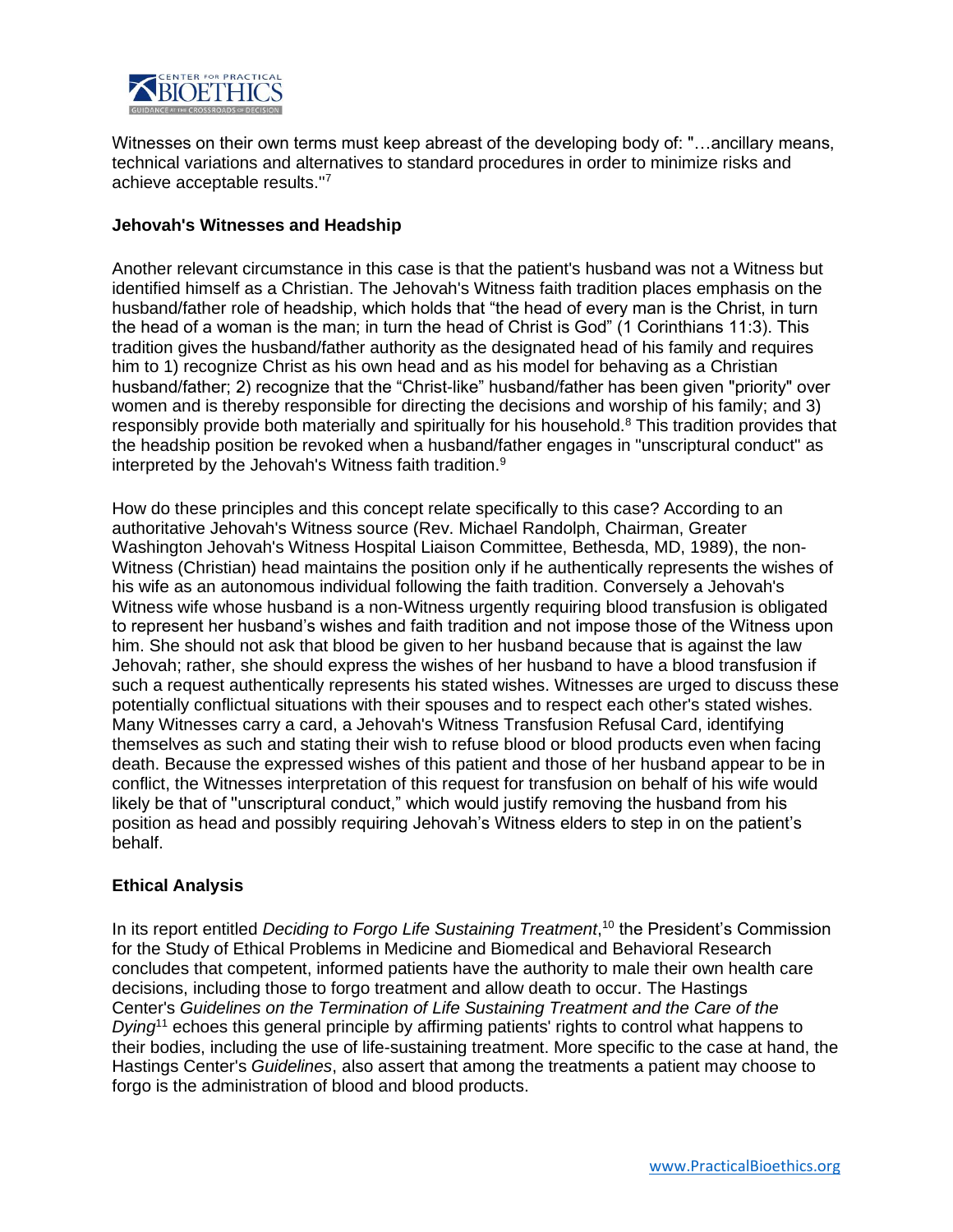Witnesses on their own terms must keep abreast of the developing body of: "…ancillary means, technical variations and alternatives to standard procedures in order to minimize risks and achieve acceptable results."[7]

**Jehovah's Witnesses and Headship**

Another relevant circumstance in this case is that the patient's husband was not a Witness but identified himself as a Christian. The Jehovah's Witness faith tradition places emphasis on the husband/father role of headship, which holds that "the head of every man is the Christ, in turn the head of a woman is the man; in turn the head of Christ is God" (1 Corinthians 11:3). This tradition gives the husband/father authority as the designated head of his family and requires him to 1) recognize Christ as his own head and as his model for behaving as a Christian husband/father; 2) recognize that the "Christ-like" husband/father has been given "priority" over women and is thereby responsible for directing the decisions and worship of his family; and 3) responsibly provide both materially and spiritually for his household.[8] This tradition provides that the headship position be revoked when a husband/father engages in "unscriptural conduct" as interpreted by the Jehovah's Witness faith tradition.[9]

How do these principles and this concept relate specifically to this case? According to an authoritative Jehovah's Witness source (Rev. Michael Randolph, Chairman, Greater Washington Jehovah's Witness Hospital Liaison Committee, Bethesda, MD, 1989), the non-Witness (Christian) head maintains the position only if he authentically represents the wishes of his wife as an autonomous individual following the faith tradition. Conversely a Jehovah's Witness wife whose husband is a non-Witness urgently requiring blood transfusion is obligated to represent her husband's wishes and faith tradition and not impose those of the Witness upon him. She should not ask that blood be given to her husband because that is against the law Jehovah; rather, she should express the wishes of her husband to have a blood transfusion if such a request authentically represents his stated wishes. Witnesses are urged to discuss these potentially conflictual situations with their spouses and to respect each other's stated wishes. Many Witnesses carry a card, a Jehovah's Witness Transfusion Refusal Card, identifying themselves as such and stating their wish to refuse blood or blood products even when facing death. Because the expressed wishes of this patient and those of her husband appear to be in conflict, the Witnesses interpretation of this request for transfusion on behalf of his wife would likely be that of "unscriptural conduct," which would justify removing the husband from his position as head and possibly requiring Jehovah's Witness elders to step in on the patient's behalf.

**Ethical Analysis**

In its report entitled *Deciding to Forgo Life Sustaining Treatment*,[10] the President's Commission for the Study of Ethical Problems in Medicine and Biomedical and Behavioral Research concludes that competent, informed patients have the authority to male their own health care decisions, including those to forgo treatment and allow death to occur. The Hastings Center's *Guidelines on the Termination of Life Sustaining Treatment and the Care of the Dying*[11] echoes this general principle by affirming patients' rights to control what happens to their bodies, including the use of life-sustaining treatment. More specific to the case at hand, the Hastings Center's *Guidelines*, also assert that among the treatments a patient may choose to forgo is the administration of blood and blood products.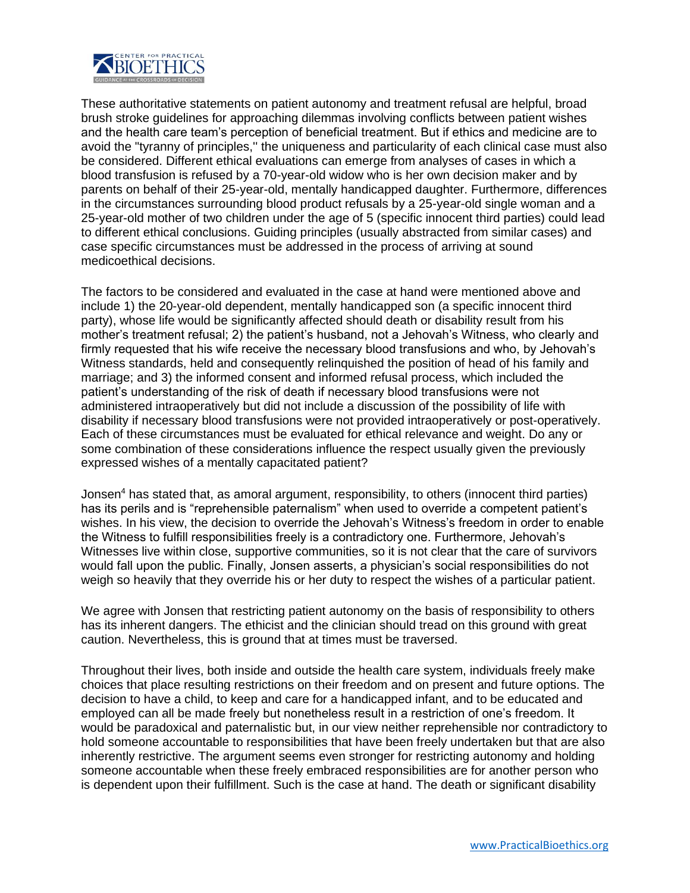These authoritative statements on patient autonomy and treatment refusal are helpful, broad brush stroke guidelines for approaching dilemmas involving conflicts between patient wishes and the health care team's perception of beneficial treatment. But if ethics and medicine are to avoid the "tyranny of principles,'' the uniqueness and particularity of each clinical case must also be considered. Different ethical evaluations can emerge from analyses of cases in which a blood transfusion is refused by a 70-year-old widow who is her own decision maker and by parents on behalf of their 25-year-old, mentally handicapped daughter. Furthermore, differences in the circumstances surrounding blood product refusals by a 25-year-old single woman and a 25-year-old mother of two children under the age of 5 (specific innocent third parties) could lead to different ethical conclusions. Guiding principles (usually abstracted from similar cases) and case specific circumstances must be addressed in the process of arriving at sound medicoethical decisions.

The factors to be considered and evaluated in the case at hand were mentioned above and include 1) the 20-year-old dependent, mentally handicapped son (a specific innocent third party), whose life would be significantly affected should death or disability result from his mother's treatment refusal; 2) the patient's husband, not a Jehovah's Witness, who clearly and firmly requested that his wife receive the necessary blood transfusions and who, by Jehovah's Witness standards, held and consequently relinquished the position of head of his family and marriage; and 3) the informed consent and informed refusal process, which included the patient's understanding of the risk of death if necessary blood transfusions were not administered intraoperatively but did not include a discussion of the possibility of life with disability if necessary blood transfusions were not provided intraoperatively or post-operatively. Each of these circumstances must be evaluated for ethical relevance and weight. Do any or some combination of these considerations influence the respect usually given the previously expressed wishes of a mentally capacitated patient?

Jonsen[4] has stated that, as amoral argument, responsibility, to others (innocent third parties) has its perils and is "reprehensible paternalism" when used to override a competent patient's wishes. In his view, the decision to override the Jehovah's Witness's freedom in order to enable the Witness to fulfill responsibilities freely is a contradictory one. Furthermore, Jehovah's Witnesses live within close, supportive communities, so it is not clear that the care of survivors would fall upon the public. Finally, Jonsen asserts, a physician's social responsibilities do not weigh so heavily that they override his or her duty to respect the wishes of a particular patient.

We agree with Jonsen that restricting patient autonomy on the basis of responsibility to others has its inherent dangers. The ethicist and the clinician should tread on this ground with great caution. Nevertheless, this is ground that at times must be traversed.

Throughout their lives, both inside and outside the health care system, individuals freely make choices that place resulting restrictions on their freedom and on present and future options. The decision to have a child, to keep and care for a handicapped infant, and to be educated and employed can all be made freely but nonetheless result in a restriction of one's freedom. It would be paradoxical and paternalistic but, in our view neither reprehensible nor contradictory to hold someone accountable to responsibilities that have been freely undertaken but that are also inherently restrictive. The argument seems even stronger for restricting autonomy and holding someone accountable when these freely embraced responsibilities are for another person who is dependent upon their fulfillment. Such is the case at hand. The death or significant disability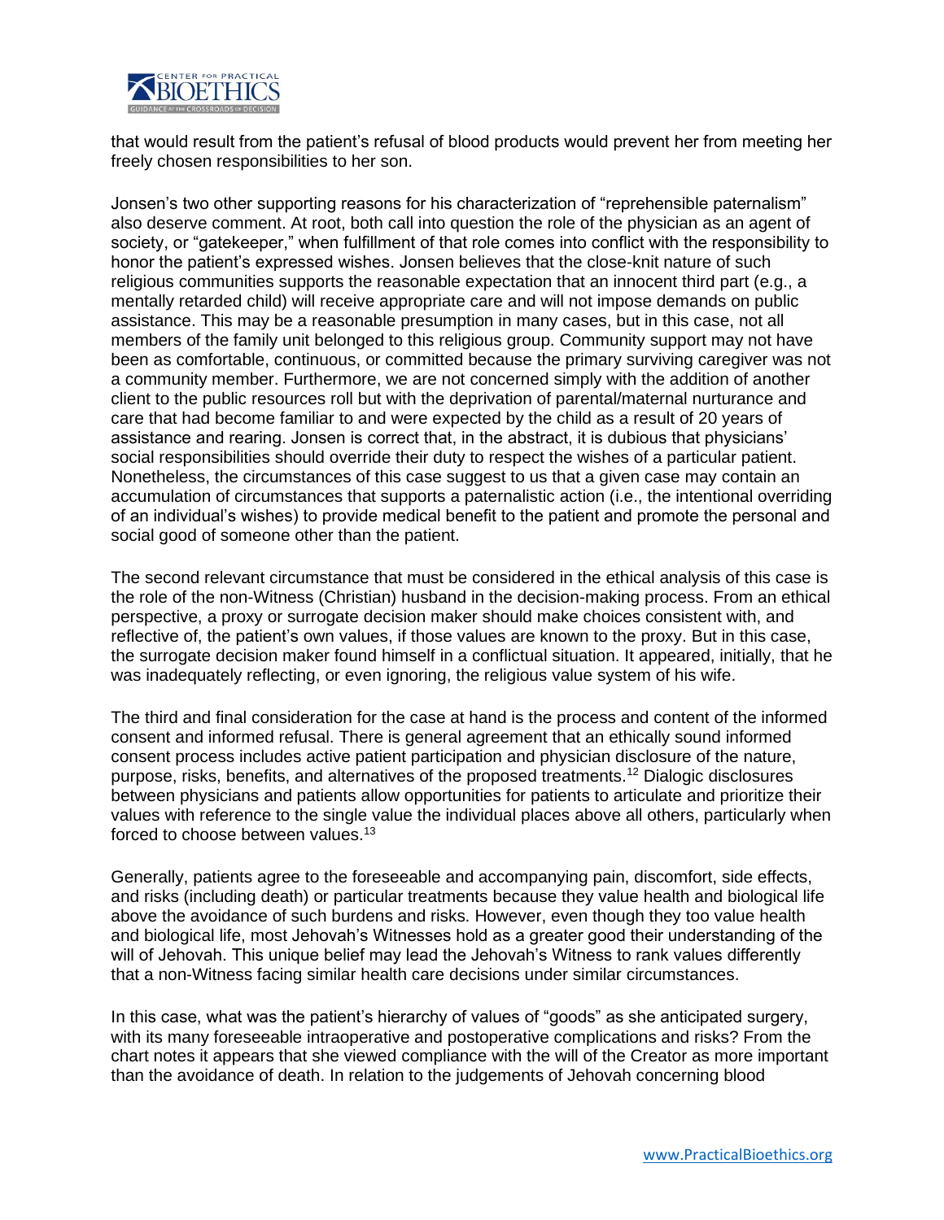that would result from the patient's refusal of blood products would prevent her from meeting her freely chosen responsibilities to her son.

Jonsen's two other supporting reasons for his characterization of "reprehensible paternalism" also deserve comment. At root, both call into question the role of the physician as an agent of society, or "gatekeeper," when fulfillment of that role comes into conflict with the responsibility to honor the patient's expressed wishes. Jonsen believes that the close-knit nature of such religious communities supports the reasonable expectation that an innocent third part (e.g., a mentally retarded child) will receive appropriate care and will not impose demands on public assistance. This may be a reasonable presumption in many cases, but in this case, not all members of the family unit belonged to this religious group. Community support may not have been as comfortable, continuous, or committed because the primary surviving caregiver was not a community member. Furthermore, we are not concerned simply with the addition of another client to the public resources roll but with the deprivation of parental/maternal nurturance and care that had become familiar to and were expected by the child as a result of 20 years of assistance and rearing. Jonsen is correct that, in the abstract, it is dubious that physicians' social responsibilities should override their duty to respect the wishes of a particular patient. Nonetheless, the circumstances of this case suggest to us that a given case may contain an accumulation of circumstances that supports a paternalistic action (i.e., the intentional overriding of an individual's wishes) to provide medical benefit to the patient and promote the personal and social good of someone other than the patient.

The second relevant circumstance that must be considered in the ethical analysis of this case is the role of the non-Witness (Christian) husband in the decision-making process. From an ethical perspective, a proxy or surrogate decision maker should make choices consistent with, and reflective of, the patient's own values, if those values are known to the proxy. But in this case, the surrogate decision maker found himself in a conflictual situation. It appeared, initially, that he was inadequately reflecting, or even ignoring, the religious value system of his wife.

The third and final consideration for the case at hand is the process and content of the informed consent and informed refusal. There is general agreement that an ethically sound informed consent process includes active patient participation and physician disclosure of the nature, purpose, risks, benefits, and alternatives of the proposed treatments.[12] Dialogic disclosures between physicians and patients allow opportunities for patients to articulate and prioritize their values with reference to the single value the individual places above all others, particularly when forced to choose between values.[13]

Generally, patients agree to the foreseeable and accompanying pain, discomfort, side effects, and risks (including death) or particular treatments because they value health and biological life above the avoidance of such burdens and risks. However, even though they too value health and biological life, most Jehovah's Witnesses hold as a greater good their understanding of the will of Jehovah. This unique belief may lead the Jehovah's Witness to rank values differently that a non-Witness facing similar health care decisions under similar circumstances.

In this case, what was the patient's hierarchy of values of "goods" as she anticipated surgery, with its many foreseeable intraoperative and postoperative complications and risks? From the chart notes it appears that she viewed compliance with the will of the Creator as more important than the avoidance of death. In relation to the judgements of Jehovah concerning blood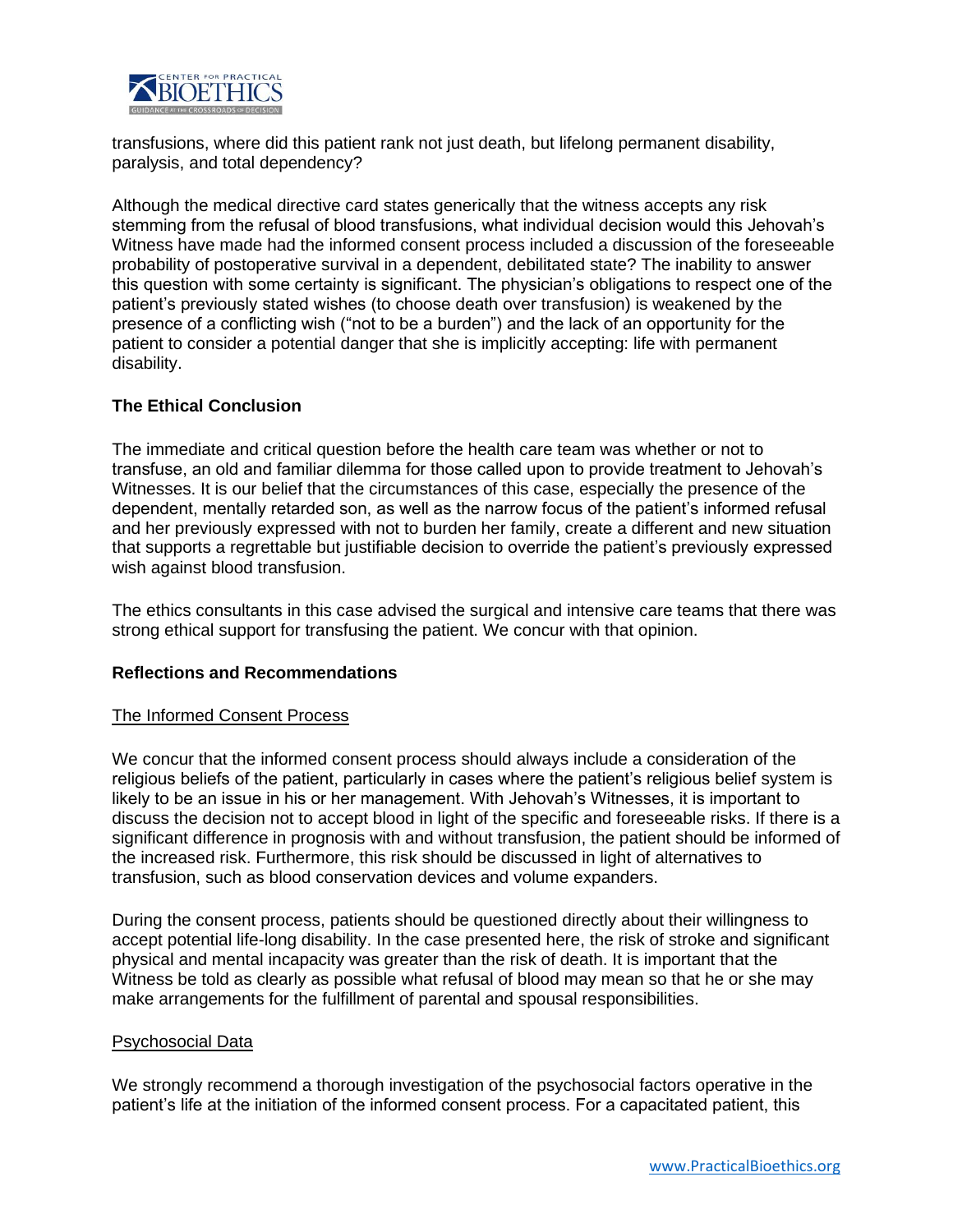transfusions, where did this patient rank not just death, but lifelong permanent disability, paralysis, and total dependency?

Although the medical directive card states generically that the witness accepts any risk stemming from the refusal of blood transfusions, what individual decision would this Jehovah's Witness have made had the informed consent process included a discussion of the foreseeable probability of postoperative survival in a dependent, debilitated state? The inability to answer this question with some certainty is significant. The physician's obligations to respect one of the patient's previously stated wishes (to choose death over transfusion) is weakened by the presence of a conflicting wish ("not to be a burden") and the lack of an opportunity for the patient to consider a potential danger that she is implicitly accepting: life with permanent disability.

**The Ethical Conclusion**

The immediate and critical question before the health care team was whether or not to transfuse, an old and familiar dilemma for those called upon to provide treatment to Jehovah's Witnesses. It is our belief that the circumstances of this case, especially the presence of the dependent, mentally retarded son, as well as the narrow focus of the patient's informed refusal and her previously expressed with not to burden her family, create a different and new situation that supports a regrettable but justifiable decision to override the patient's previously expressed wish against blood transfusion.

The ethics consultants in this case advised the surgical and intensive care teams that there was strong ethical support for transfusing the patient. We concur with that opinion.

**Reflections and Recommendations**

<u>The Informed Consent Process</u>

We concur that the informed consent process should always include a consideration of the religious beliefs of the patient, particularly in cases where the patient's religious belief system is likely to be an issue in his or her management. With Jehovah's Witnesses, it is important to discuss the decision not to accept blood in light of the specific and foreseeable risks. If there is a significant difference in prognosis with and without transfusion, the patient should be informed of the increased risk. Furthermore, this risk should be discussed in light of alternatives to transfusion, such as blood conservation devices and volume expanders.

During the consent process, patients should be questioned directly about their willingness to accept potential life-long disability. In the case presented here, the risk of stroke and significant physical and mental incapacity was greater than the risk of death. It is important that the Witness be told as clearly as possible what refusal of blood may mean so that he or she may make arrangements for the fulfillment of parental and spousal responsibilities.

<u>Psychosocial Data</u>

We strongly recommend a thorough investigation of the psychosocial factors operative in the patient's life at the initiation of the informed consent process. For a capacitated patient, this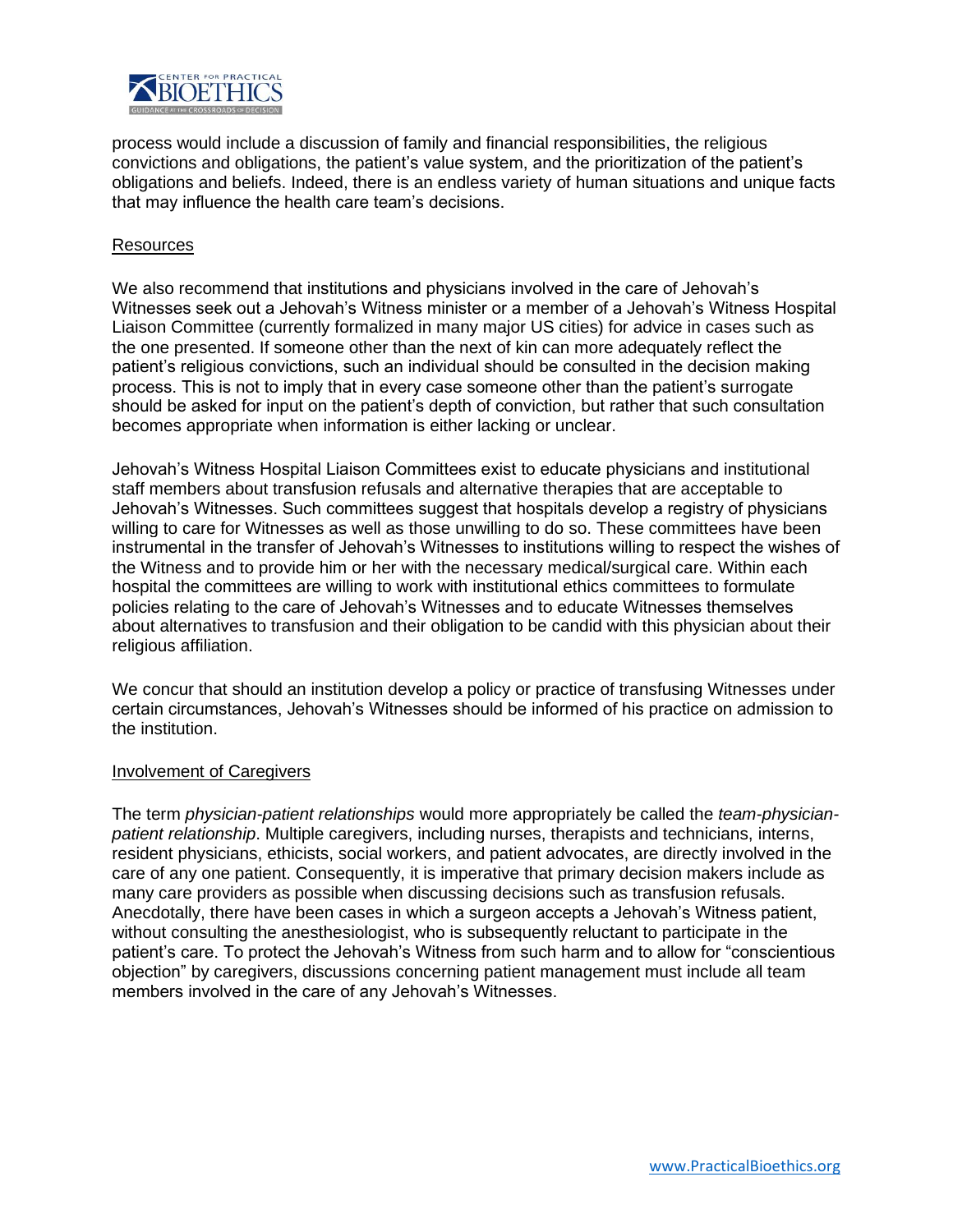process would include a discussion of family and financial responsibilities, the religious convictions and obligations, the patient's value system, and the prioritization of the patient's obligations and beliefs. Indeed, there is an endless variety of human situations and unique facts that may influence the health care team's decisions.

## Resources

We also recommend that institutions and physicians involved in the care of Jehovah's Witnesses seek out a Jehovah's Witness minister or a member of a Jehovah's Witness Hospital Liaison Committee (currently formalized in many major US cities) for advice in cases such as the one presented. If someone other than the next of kin can more adequately reflect the patient's religious convictions, such an individual should be consulted in the decision making process. This is not to imply that in every case someone other than the patient's surrogate should be asked for input on the patient's depth of conviction, but rather that such consultation becomes appropriate when information is either lacking or unclear.

Jehovah's Witness Hospital Liaison Committees exist to educate physicians and institutional staff members about transfusion refusals and alternative therapies that are acceptable to Jehovah's Witnesses. Such committees suggest that hospitals develop a registry of physicians willing to care for Witnesses as well as those unwilling to do so. These committees have been instrumental in the transfer of Jehovah's Witnesses to institutions willing to respect the wishes of the Witness and to provide him or her with the necessary medical/surgical care. Within each hospital the committees are willing to work with institutional ethics committees to formulate policies relating to the care of Jehovah's Witnesses and to educate Witnesses themselves about alternatives to transfusion and their obligation to be candid with this physician about their religious affiliation.

We concur that should an institution develop a policy or practice of transfusing Witnesses under certain circumstances, Jehovah's Witnesses should be informed of his practice on admission to the institution.

## Involvement of Caregivers

The term *physician-patient relationships* would more appropriately be called the *team-physician-patient relationship*. Multiple caregivers, including nurses, therapists and technicians, interns, resident physicians, ethicists, social workers, and patient advocates, are directly involved in the care of any one patient. Consequently, it is imperative that primary decision makers include as many care providers as possible when discussing decisions such as transfusion refusals. Anecdotally, there have been cases in which a surgeon accepts a Jehovah's Witness patient, without consulting the anesthesiologist, who is subsequently reluctant to participate in the patient's care. To protect the Jehovah's Witness from such harm and to allow for "conscientious objection" by caregivers, discussions concerning patient management must include all team members involved in the care of any Jehovah's Witnesses.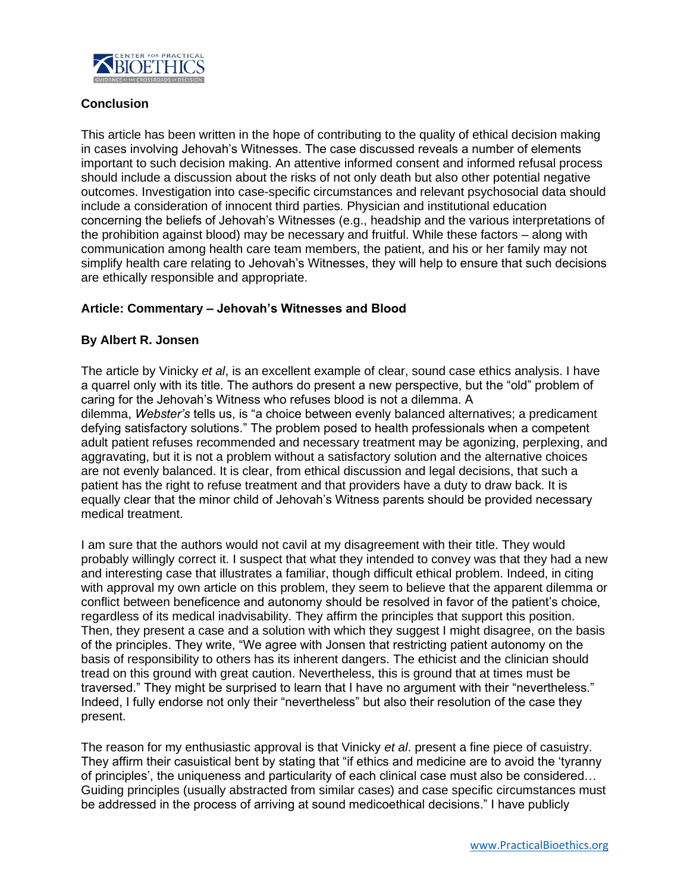**Conclusion**

This article has been written in the hope of contributing to the quality of ethical decision making in cases involving Jehovah's Witnesses. The case discussed reveals a number of elements important to such decision making. An attentive informed consent and informed refusal process should include a discussion about the risks of not only death but also other potential negative outcomes. Investigation into case-specific circumstances and relevant psychosocial data should include a consideration of innocent third parties. Physician and institutional education concerning the beliefs of Jehovah's Witnesses (e.g., headship and the various interpretations of the prohibition against blood) may be necessary and fruitful. While these factors – along with communication among health care team members, the patient, and his or her family may not simplify health care relating to Jehovah's Witnesses, they will help to ensure that such decisions are ethically responsible and appropriate.

**Article: Commentary – Jehovah's Witnesses and Blood**

**By Albert R. Jonsen**

The article by Vinicky *et al*, is an excellent example of clear, sound case ethics analysis. I have a quarrel only with its title. The authors do present a new perspective, but the "old" problem of caring for the Jehovah's Witness who refuses blood is not a dilemma. A dilemma, *Webster's* tells us, is "a choice between evenly balanced alternatives; a predicament defying satisfactory solutions." The problem posed to health professionals when a competent adult patient refuses recommended and necessary treatment may be agonizing, perplexing, and aggravating, but it is not a problem without a satisfactory solution and the alternative choices are not evenly balanced. It is clear, from ethical discussion and legal decisions, that such a patient has the right to refuse treatment and that providers have a duty to draw back. It is equally clear that the minor child of Jehovah's Witness parents should be provided necessary medical treatment.

I am sure that the authors would not cavil at my disagreement with their title. They would probably willingly correct it. I suspect that what they intended to convey was that they had a new and interesting case that illustrates a familiar, though difficult ethical problem. Indeed, in citing with approval my own article on this problem, they seem to believe that the apparent dilemma or conflict between beneficence and autonomy should be resolved in favor of the patient's choice, regardless of its medical inadvisability. They affirm the principles that support this position. Then, they present a case and a solution with which they suggest I might disagree, on the basis of the principles. They write, "We agree with Jonsen that restricting patient autonomy on the basis of responsibility to others has its inherent dangers. The ethicist and the clinician should tread on this ground with great caution. Nevertheless, this is ground that at times must be traversed." They might be surprised to learn that I have no argument with their "nevertheless." Indeed, I fully endorse not only their "nevertheless" but also their resolution of the case they present.

The reason for my enthusiastic approval is that Vinicky *et al*. present a fine piece of casuistry. They affirm their casuistical bent by stating that "if ethics and medicine are to avoid the 'tyranny of principles', the uniqueness and particularity of each clinical case must also be considered… Guiding principles (usually abstracted from similar cases) and case specific circumstances must be addressed in the process of arriving at sound medicoethical decisions." I have publicly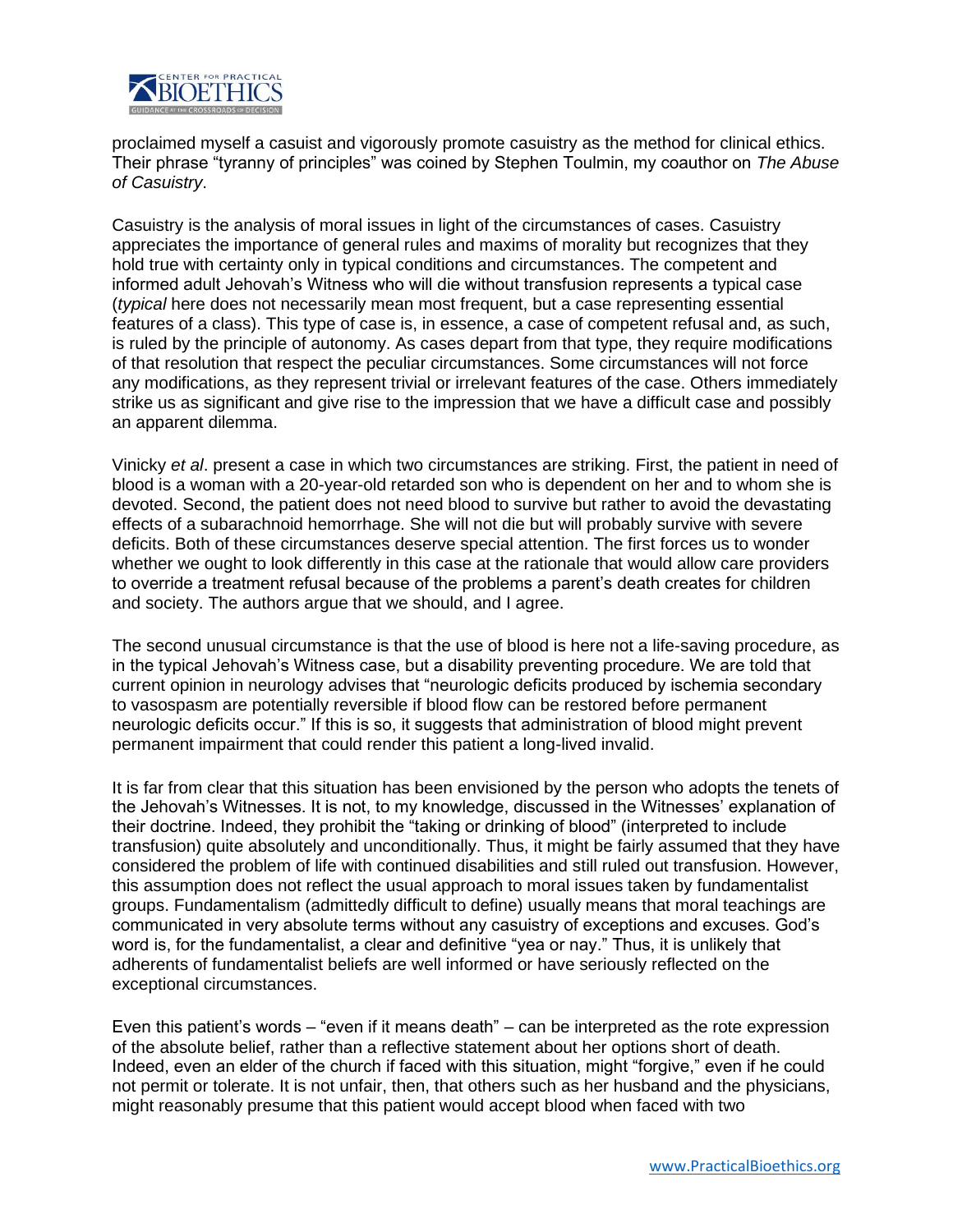proclaimed myself a casuist and vigorously promote casuistry as the method for clinical ethics. Their phrase "tyranny of principles" was coined by Stephen Toulmin, my coauthor on *The Abuse of Casuistry*.

Casuistry is the analysis of moral issues in light of the circumstances of cases. Casuistry appreciates the importance of general rules and maxims of morality but recognizes that they hold true with certainty only in typical conditions and circumstances. The competent and informed adult Jehovah's Witness who will die without transfusion represents a typical case (*typical* here does not necessarily mean most frequent, but a case representing essential features of a class). This type of case is, in essence, a case of competent refusal and, as such, is ruled by the principle of autonomy. As cases depart from that type, they require modifications of that resolution that respect the peculiar circumstances. Some circumstances will not force any modifications, as they represent trivial or irrelevant features of the case. Others immediately strike us as significant and give rise to the impression that we have a difficult case and possibly an apparent dilemma.

Vinicky *et al*. present a case in which two circumstances are striking. First, the patient in need of blood is a woman with a 20-year-old retarded son who is dependent on her and to whom she is devoted. Second, the patient does not need blood to survive but rather to avoid the devastating effects of a subarachnoid hemorrhage. She will not die but will probably survive with severe deficits. Both of these circumstances deserve special attention. The first forces us to wonder whether we ought to look differently in this case at the rationale that would allow care providers to override a treatment refusal because of the problems a parent's death creates for children and society. The authors argue that we should, and I agree.

The second unusual circumstance is that the use of blood is here not a life-saving procedure, as in the typical Jehovah's Witness case, but a disability preventing procedure. We are told that current opinion in neurology advises that "neurologic deficits produced by ischemia secondary to vasospasm are potentially reversible if blood flow can be restored before permanent neurologic deficits occur." If this is so, it suggests that administration of blood might prevent permanent impairment that could render this patient a long-lived invalid.

It is far from clear that this situation has been envisioned by the person who adopts the tenets of the Jehovah's Witnesses. It is not, to my knowledge, discussed in the Witnesses' explanation of their doctrine. Indeed, they prohibit the "taking or drinking of blood" (interpreted to include transfusion) quite absolutely and unconditionally. Thus, it might be fairly assumed that they have considered the problem of life with continued disabilities and still ruled out transfusion. However, this assumption does not reflect the usual approach to moral issues taken by fundamentalist groups. Fundamentalism (admittedly difficult to define) usually means that moral teachings are communicated in very absolute terms without any casuistry of exceptions and excuses. God's word is, for the fundamentalist, a clear and definitive "yea or nay." Thus, it is unlikely that adherents of fundamentalist beliefs are well informed or have seriously reflected on the exceptional circumstances.

Even this patient's words – "even if it means death" – can be interpreted as the rote expression of the absolute belief, rather than a reflective statement about her options short of death. Indeed, even an elder of the church if faced with this situation, might "forgive," even if he could not permit or tolerate. It is not unfair, then, that others such as her husband and the physicians, might reasonably presume that this patient would accept blood when faced with two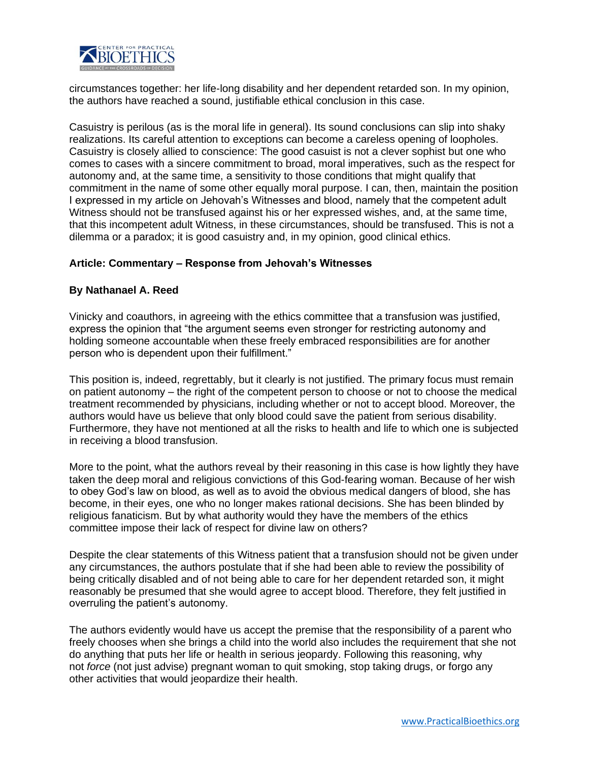circumstances together: her life-long disability and her dependent retarded son. In my opinion, the authors have reached a sound, justifiable ethical conclusion in this case.

Casuistry is perilous (as is the moral life in general). Its sound conclusions can slip into shaky realizations. Its careful attention to exceptions can become a careless opening of loopholes. Casuistry is closely allied to conscience: The good casuist is not a clever sophist but one who comes to cases with a sincere commitment to broad, moral imperatives, such as the respect for autonomy and, at the same time, a sensitivity to those conditions that might qualify that commitment in the name of some other equally moral purpose. I can, then, maintain the position I expressed in my article on Jehovah's Witnesses and blood, namely that the competent adult Witness should not be transfused against his or her expressed wishes, and, at the same time, that this incompetent adult Witness, in these circumstances, should be transfused. This is not a dilemma or a paradox; it is good casuistry and, in my opinion, good clinical ethics.

**Article: Commentary – Response from Jehovah's Witnesses**

**By Nathanael A. Reed**

Vinicky and coauthors, in agreeing with the ethics committee that a transfusion was justified, express the opinion that "the argument seems even stronger for restricting autonomy and holding someone accountable when these freely embraced responsibilities are for another person who is dependent upon their fulfillment."

This position is, indeed, regrettably, but it clearly is not justified. The primary focus must remain on patient autonomy – the right of the competent person to choose or not to choose the medical treatment recommended by physicians, including whether or not to accept blood. Moreover, the authors would have us believe that only blood could save the patient from serious disability. Furthermore, they have not mentioned at all the risks to health and life to which one is subjected in receiving a blood transfusion.

More to the point, what the authors reveal by their reasoning in this case is how lightly they have taken the deep moral and religious convictions of this God-fearing woman. Because of her wish to obey God's law on blood, as well as to avoid the obvious medical dangers of blood, she has become, in their eyes, one who no longer makes rational decisions. She has been blinded by religious fanaticism. But by what authority would they have the members of the ethics committee impose their lack of respect for divine law on others?

Despite the clear statements of this Witness patient that a transfusion should not be given under any circumstances, the authors postulate that if she had been able to review the possibility of being critically disabled and of not being able to care for her dependent retarded son, it might reasonably be presumed that she would agree to accept blood. Therefore, they felt justified in overruling the patient's autonomy.

The authors evidently would have us accept the premise that the responsibility of a parent who freely chooses when she brings a child into the world also includes the requirement that she not do anything that puts her life or health in serious jeopardy. Following this reasoning, why not *force* (not just advise) pregnant woman to quit smoking, stop taking drugs, or forgo any other activities that would jeopardize their health.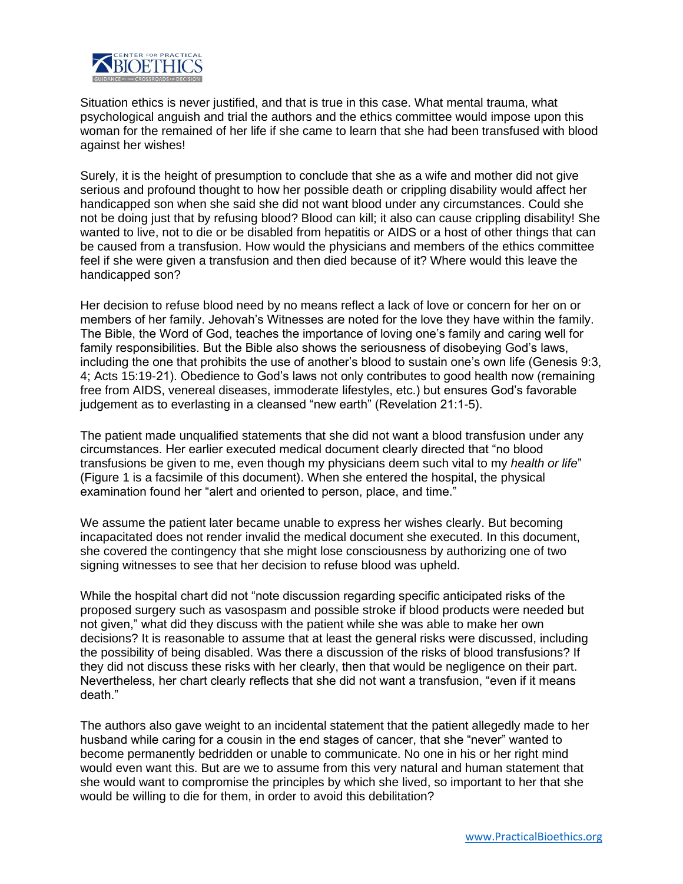Situation ethics is never justified, and that is true in this case. What mental trauma, what psychological anguish and trial the authors and the ethics committee would impose upon this woman for the remained of her life if she came to learn that she had been transfused with blood against her wishes!

Surely, it is the height of presumption to conclude that she as a wife and mother did not give serious and profound thought to how her possible death or crippling disability would affect her handicapped son when she said she did not want blood under any circumstances. Could she not be doing just that by refusing blood? Blood can kill; it also can cause crippling disability! She wanted to live, not to die or be disabled from hepatitis or AIDS or a host of other things that can be caused from a transfusion. How would the physicians and members of the ethics committee feel if she were given a transfusion and then died because of it? Where would this leave the handicapped son?

Her decision to refuse blood need by no means reflect a lack of love or concern for her on or members of her family. Jehovah's Witnesses are noted for the love they have within the family. The Bible, the Word of God, teaches the importance of loving one's family and caring well for family responsibilities. But the Bible also shows the seriousness of disobeying God's laws, including the one that prohibits the use of another's blood to sustain one's own life (Genesis 9:3, 4; Acts 15:19-21). Obedience to God's laws not only contributes to good health now (remaining free from AIDS, venereal diseases, immoderate lifestyles, etc.) but ensures God's favorable judgement as to everlasting in a cleansed "new earth" (Revelation 21:1-5).

The patient made unqualified statements that she did not want a blood transfusion under any circumstances. Her earlier executed medical document clearly directed that "no blood transfusions be given to me, even though my physicians deem such vital to my *health or life*" (Figure 1 is a facsimile of this document). When she entered the hospital, the physical examination found her "alert and oriented to person, place, and time."

We assume the patient later became unable to express her wishes clearly. But becoming incapacitated does not render invalid the medical document she executed. In this document, she covered the contingency that she might lose consciousness by authorizing one of two signing witnesses to see that her decision to refuse blood was upheld.

While the hospital chart did not "note discussion regarding specific anticipated risks of the proposed surgery such as vasospasm and possible stroke if blood products were needed but not given," what did they discuss with the patient while she was able to make her own decisions? It is reasonable to assume that at least the general risks were discussed, including the possibility of being disabled. Was there a discussion of the risks of blood transfusions? If they did not discuss these risks with her clearly, then that would be negligence on their part. Nevertheless, her chart clearly reflects that she did not want a transfusion, "even if it means death."

The authors also gave weight to an incidental statement that the patient allegedly made to her husband while caring for a cousin in the end stages of cancer, that she "never" wanted to become permanently bedridden or unable to communicate. No one in his or her right mind would even want this. But are we to assume from this very natural and human statement that she would want to compromise the principles by which she lived, so important to her that she would be willing to die for them, in order to avoid this debilitation?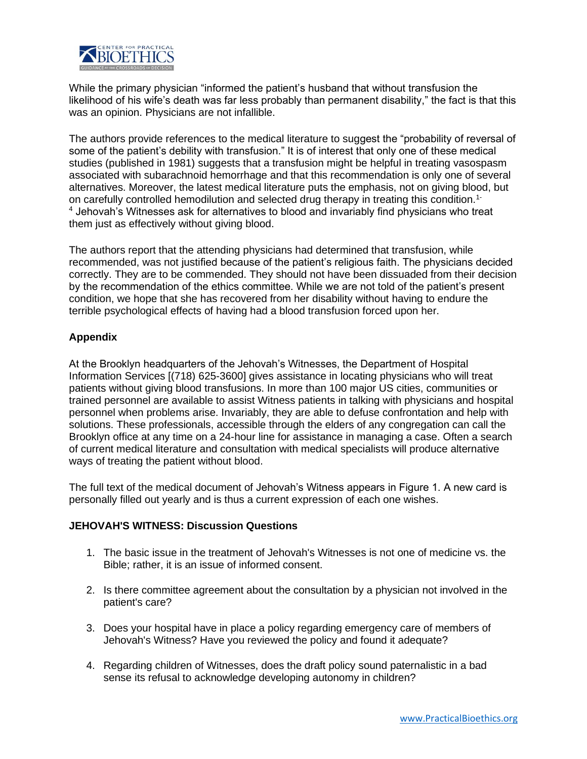While the primary physician "informed the patient's husband that without transfusion the likelihood of his wife's death was far less probably than permanent disability," the fact is that this was an opinion. Physicians are not infallible.

The authors provide references to the medical literature to suggest the "probability of reversal of some of the patient's debility with transfusion." It is of interest that only one of these medical studies (published in 1981) suggests that a transfusion might be helpful in treating vasospasm associated with subarachnoid hemorrhage and that this recommendation is only one of several alternatives. Moreover, the latest medical literature puts the emphasis, not on giving blood, but on carefully controlled hemodilution and selected drug therapy in treating this condition.[1-4] Jehovah's Witnesses ask for alternatives to blood and invariably find physicians who treat them just as effectively without giving blood.

The authors report that the attending physicians had determined that transfusion, while recommended, was not justified because of the patient's religious faith. The physicians decided correctly. They are to be commended. They should not have been dissuaded from their decision by the recommendation of the ethics committee. While we are not told of the patient's present condition, we hope that she has recovered from her disability without having to endure the terrible psychological effects of having had a blood transfusion forced upon her.

**Appendix**

At the Brooklyn headquarters of the Jehovah's Witnesses, the Department of Hospital Information Services [(718) 625-3600] gives assistance in locating physicians who will treat patients without giving blood transfusions. In more than 100 major US cities, communities or trained personnel are available to assist Witness patients in talking with physicians and hospital personnel when problems arise. Invariably, they are able to defuse confrontation and help with solutions. These professionals, accessible through the elders of any congregation can call the Brooklyn office at any time on a 24-hour line for assistance in managing a case. Often a search of current medical literature and consultation with medical specialists will produce alternative ways of treating the patient without blood.

The full text of the medical document of Jehovah's Witness appears in Figure 1. A new card is personally filled out yearly and is thus a current expression of each one wishes.

**JEHOVAH'S WITNESS: Discussion Questions**

1. The basic issue in the treatment of Jehovah's Witnesses is not one of medicine vs. the Bible; rather, it is an issue of informed consent.
2. Is there committee agreement about the consultation by a physician not involved in the patient's care?
3. Does your hospital have in place a policy regarding emergency care of members of Jehovah's Witness? Have you reviewed the policy and found it adequate?
4. Regarding children of Witnesses, does the draft policy sound paternalistic in a bad sense its refusal to acknowledge developing autonomy in children?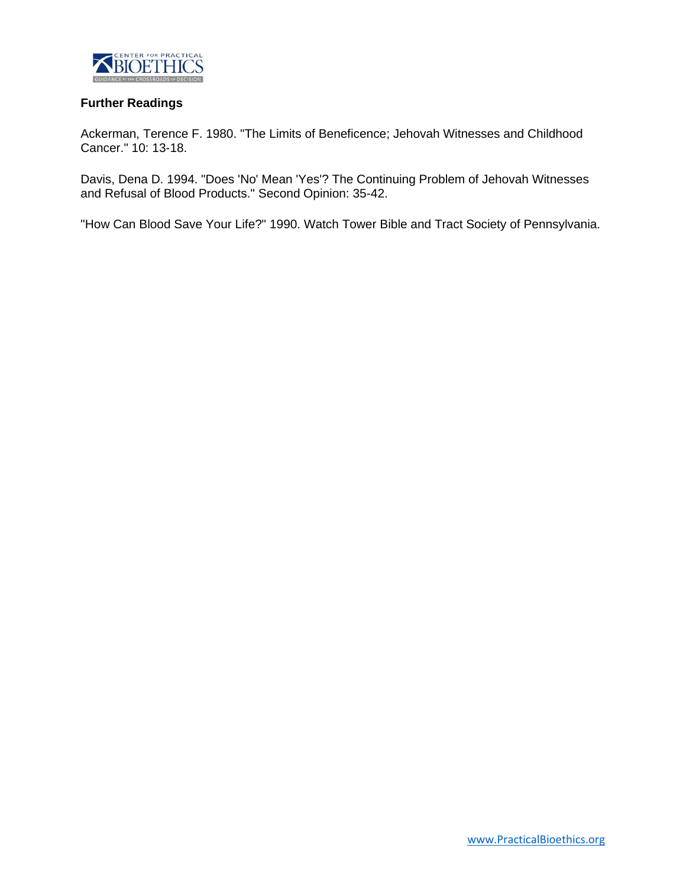## Further Readings

Ackerman, Terence F. 1980. "The Limits of Beneficence; Jehovah Witnesses and Childhood Cancer." 10: 13-18.

Davis, Dena D. 1994. "Does 'No' Mean 'Yes'? The Continuing Problem of Jehovah Witnesses and Refusal of Blood Products." Second Opinion: 35-42.

"How Can Blood Save Your Life?" 1990. Watch Tower Bible and Tract Society of Pennsylvania.